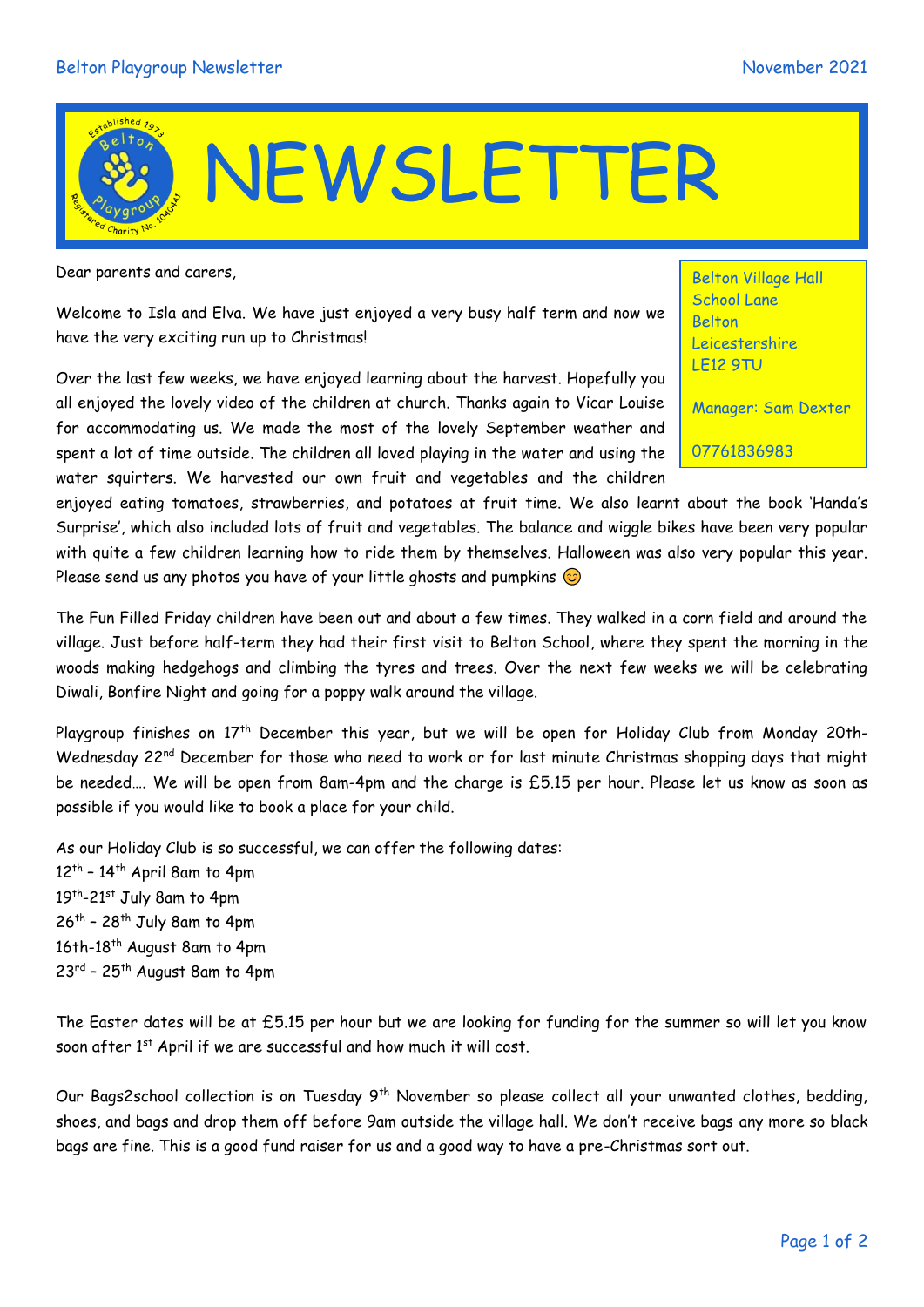Belton Playgroup Newsletter November 2021

# NEWSLETTER

Belton Village Hall
School Lane
Belton
Leicestershire
LE12 9TU

Manager: Sam Dexter

07761836983

Dear parents and carers,

Welcome to Isla and Elva. We have just enjoyed a very busy half term and now we have the very exciting run up to Christmas!

Over the last few weeks, we have enjoyed learning about the harvest. Hopefully you all enjoyed the lovely video of the children at church. Thanks again to Vicar Louise for accommodating us. We made the most of the lovely September weather and spent a lot of time outside. The children all loved playing in the water and using the water squirters. We harvested our own fruit and vegetables and the children enjoyed eating tomatoes, strawberries, and potatoes at fruit time. We also learnt about the book 'Handa's Surprise', which also included lots of fruit and vegetables. The balance and wiggle bikes have been very popular with quite a few children learning how to ride them by themselves. Halloween was also very popular this year. Please send us any photos you have of your little ghosts and pumpkins 😊

The Fun Filled Friday children have been out and about a few times. They walked in a corn field and around the village. Just before half-term they had their first visit to Belton School, where they spent the morning in the woods making hedgehogs and climbing the tyres and trees. Over the next few weeks we will be celebrating Diwali, Bonfire Night and going for a poppy walk around the village.

Playgroup finishes on 17th December this year, but we will be open for Holiday Club from Monday 20th-Wednesday 22nd December for those who need to work or for last minute Christmas shopping days that might be needed…. We will be open from 8am-4pm and the charge is £5.15 per hour. Please let us know as soon as possible if you would like to book a place for your child.

As our Holiday Club is so successful, we can offer the following dates:
12th – 14th April 8am to 4pm
19th-21st July 8am to 4pm
26th – 28th July 8am to 4pm
16th-18th August 8am to 4pm
23rd – 25th August 8am to 4pm

The Easter dates will be at £5.15 per hour but we are looking for funding for the summer so will let you know soon after 1st April if we are successful and how much it will cost.

Our Bags2school collection is on Tuesday 9th November so please collect all your unwanted clothes, bedding, shoes, and bags and drop them off before 9am outside the village hall. We don't receive bags any more so black bags are fine. This is a good fund raiser for us and a good way to have a pre-Christmas sort out.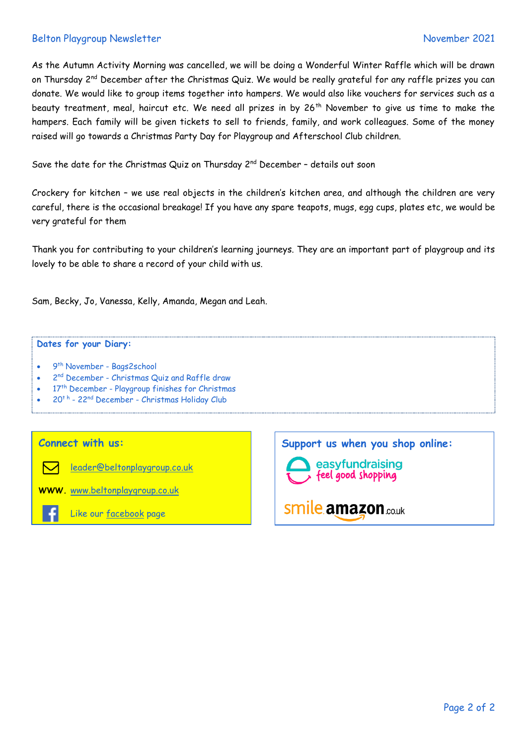As the Autumn Activity Morning was cancelled, we will be doing a Wonderful Winter Raffle which will be drawn on Thursday 2nd December after the Christmas Quiz. We would be really grateful for any raffle prizes you can donate. We would like to group items together into hampers. We would also like vouchers for services such as a beauty treatment, meal, haircut etc. We need all prizes in by 26th November to give us time to make the hampers. Each family will be given tickets to sell to friends, family, and work colleagues. Some of the money raised will go towards a Christmas Party Day for Playgroup and Afterschool Club children.

Save the date for the Christmas Quiz on Thursday 2nd December – details out soon

Crockery for kitchen – we use real objects in the children's kitchen area, and although the children are very careful, there is the occasional breakage! If you have any spare teapots, mugs, egg cups, plates etc, we would be very grateful for them

Thank you for contributing to your children's learning journeys. They are an important part of playgroup and its lovely to be able to share a record of your child with us.

Sam, Becky, Jo, Vanessa, Kelly, Amanda, Megan and Leah.

**Dates for your Diary:**

- 9th November - Bags2school
- 2nd December - Christmas Quiz and Raffle draw
- 17th December - Playgroup finishes for Christmas
- 20th - 22nd December - Christmas Holiday Club

**Connect with us:**

leader@beltonplaygroup.co.uk

WWW. www.beltonplaygroup.co.uk

Like our facebook page

**Support us when you shop online:**

easyfundraising feel good shopping

smile.amazon.co.uk